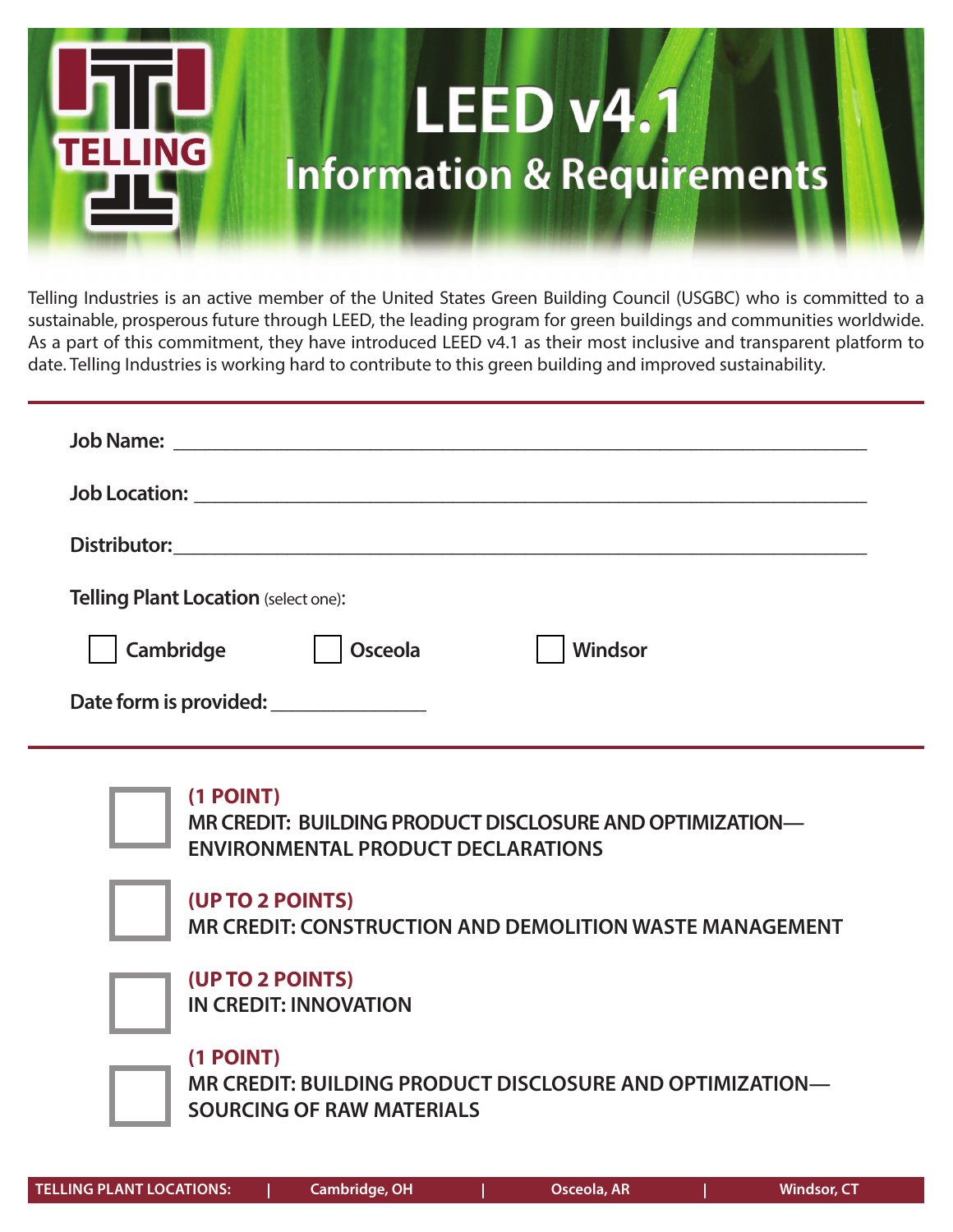TELLING

# LEED v4.1

## Information & Requirements

Telling Industries is an active member of the United States Green Building Council (USGBC) who is committed to a sustainable, prosperous future through LEED, the leading program for green buildings and communities worldwide. As a part of this commitment, they have introduced LEED v4.1 as their most inclusive and transparent platform to date. Telling Industries is working hard to contribute to this green building and improved sustainability.

---

**Job Name:** ____________________________________________

**Job Location:** ____________________________________________

**Distributor:** ____________________________________________

**Telling Plant Location** (select one):

☐ **Cambridge** ☐ **Osceola** ☐ **Windsor**

**Date form is provided:** ______________

---

☐ **(1 POINT)**
**MR CREDIT: BUILDING PRODUCT DISCLOSURE AND OPTIMIZATION—ENVIRONMENTAL PRODUCT DECLARATIONS**

☐ **(UP TO 2 POINTS)**
**MR CREDIT: CONSTRUCTION AND DEMOLITION WASTE MANAGEMENT**

☐ **(UP TO 2 POINTS)**
**IN CREDIT: INNOVATION**

☐ **(1 POINT)**
**MR CREDIT: BUILDING PRODUCT DISCLOSURE AND OPTIMIZATION—SOURCING OF RAW MATERIALS**

**TELLING PLANT LOCATIONS:** | **Cambridge, OH** | **Osceola, AR** | **Windsor, CT**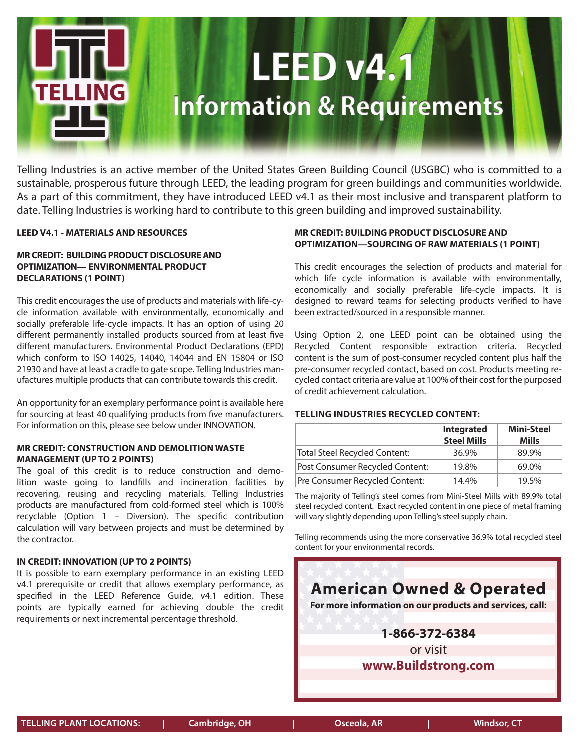# LEED v4.1

## Information & Requirements

Telling Industries is an active member of the United States Green Building Council (USGBC) who is committed to a sustainable, prosperous future through LEED, the leading program for green buildings and communities worldwide. As a part of this commitment, they have introduced LEED v4.1 as their most inclusive and transparent platform to date. Telling Industries is working hard to contribute to this green building and improved sustainability.

### LEED V4.1 - MATERIALS AND RESOURCES

**MR CREDIT: BUILDING PRODUCT DISCLOSURE AND OPTIMIZATION— ENVIRONMENTAL PRODUCT DECLARATIONS (1 POINT)**

This credit encourages the use of products and materials with life-cycle information available with environmentally, economically and socially preferable life-cycle impacts. It has an option of using 20 different permanently installed products sourced from at least five different manufacturers. Environmental Product Declarations (EPD) which conform to ISO 14025, 14040, 14044 and EN 15804 or ISO 21930 and have at least a cradle to gate scope. Telling Industries manufactures multiple products that can contribute towards this credit.

An opportunity for an exemplary performance point is available here for sourcing at least 40 qualifying products from five manufacturers. For information on this, please see below under INNOVATION.

**MR CREDIT: CONSTRUCTION AND DEMOLITION WASTE MANAGEMENT (UP TO 2 POINTS)**

The goal of this credit is to reduce construction and demolition waste going to landfills and incineration facilities by recovering, reusing and recycling materials. Telling Industries products are manufactured from cold-formed steel which is 100% recyclable (Option 1 – Diversion). The specific contribution calculation will vary between projects and must be determined by the contractor.

**IN CREDIT: INNOVATION (UP TO 2 POINTS)**

It is possible to earn exemplary performance in an existing LEED v4.1 prerequisite or credit that allows exemplary performance, as specified in the LEED Reference Guide, v4.1 edition. These points are typically earned for achieving double the credit requirements or next incremental percentage threshold.

**MR CREDIT: BUILDING PRODUCT DISCLOSURE AND OPTIMIZATION—SOURCING OF RAW MATERIALS (1 POINT)**

This credit encourages the selection of products and material for which life cycle information is available with environmentally, economically and socially preferable life-cycle impacts. It is designed to reward teams for selecting products verified to have been extracted/sourced in a responsible manner.

Using Option 2, one LEED point can be obtained using the Recycled Content responsible extraction criteria. Recycled content is the sum of post-consumer recycled content plus half the pre-consumer recycled contact, based on cost. Products meeting recycled contact criteria are value at 100% of their cost for the purposed of credit achievement calculation.

**TELLING INDUSTRIES RECYCLED CONTENT:**

| | Integrated Steel Mills | Mini-Steel Mills |
|---|---|---|
| Total Steel Recycled Content: | 36.9% | 89.9% |
| Post Consumer Recycled Content: | 19.8% | 69.0% |
| Pre Consumer Recycled Content: | 14.4% | 19.5% |

The majority of Telling's steel comes from Mini-Steel Mills with 89.9% total steel recycled content. Exact recycled content in one piece of metal framing will vary slightly depending upon Telling's steel supply chain.

Telling recommends using the more conservative 36.9% total recycled steel content for your environmental records.

**American Owned & Operated**

**For more information on our products and services, call:**

**1-866-372-6384**

or visit

**www.Buildstrong.com**

**TELLING PLANT LOCATIONS:** | **Cambridge, OH** | **Osceola, AR** | **Windsor, CT**